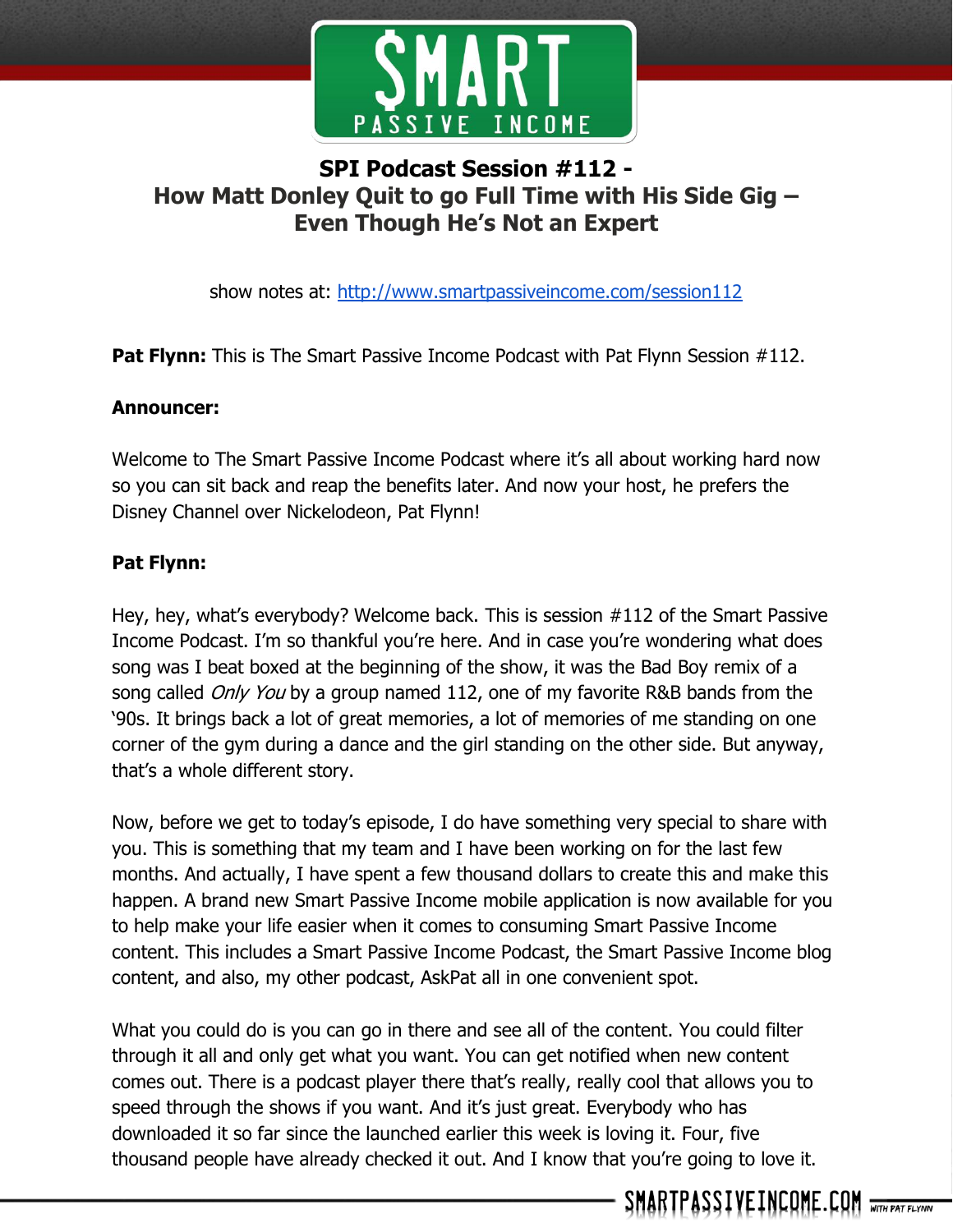# SPI Podcast Session #112 - How Matt Donley Quit to go Full Time with His Side Gig – Even Though He's Not an Expert

show notes at: http://www.smartpassiveincome.com/session112

**Pat Flynn:** This is The Smart Passive Income Podcast with Pat Flynn Session #112.

**Announcer:**

Welcome to The Smart Passive Income Podcast where it's all about working hard now so you can sit back and reap the benefits later. And now your host, he prefers the Disney Channel over Nickelodeon, Pat Flynn!

**Pat Flynn:**

Hey, hey, what's everybody? Welcome back. This is session #112 of the Smart Passive Income Podcast. I'm so thankful you're here. And in case you're wondering what does song was I beat boxed at the beginning of the show, it was the Bad Boy remix of a song called *Only You* by a group named 112, one of my favorite R&B bands from the '90s. It brings back a lot of great memories, a lot of memories of me standing on one corner of the gym during a dance and the girl standing on the other side. But anyway, that's a whole different story.

Now, before we get to today's episode, I do have something very special to share with you. This is something that my team and I have been working on for the last few months. And actually, I have spent a few thousand dollars to create this and make this happen. A brand new Smart Passive Income mobile application is now available for you to help make your life easier when it comes to consuming Smart Passive Income content. This includes a Smart Passive Income Podcast, the Smart Passive Income blog content, and also, my other podcast, AskPat all in one convenient spot.

What you could do is you can go in there and see all of the content. You could filter through it all and only get what you want. You can get notified when new content comes out. There is a podcast player there that's really, really cool that allows you to speed through the shows if you want. And it's just great. Everybody who has downloaded it so far since the launched earlier this week is loving it. Four, five thousand people have already checked it out. And I know that you're going to love it.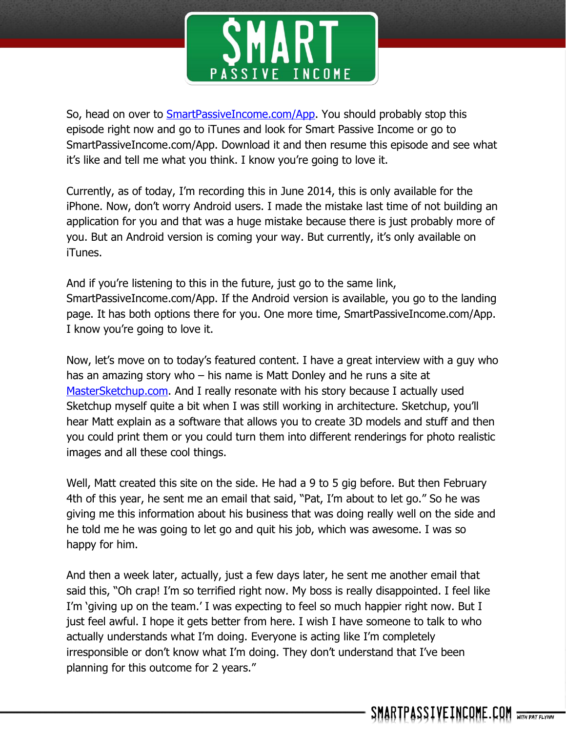So, head on over to [SmartPassiveIncome.com/App](SmartPassiveIncome.com/App). You should probably stop this episode right now and go to iTunes and look for Smart Passive Income or go to SmartPassiveIncome.com/App. Download it and then resume this episode and see what it's like and tell me what you think. I know you're going to love it.

Currently, as of today, I'm recording this in June 2014, this is only available for the iPhone. Now, don't worry Android users. I made the mistake last time of not building an application for you and that was a huge mistake because there is just probably more of you. But an Android version is coming your way. But currently, it's only available on iTunes.

And if you're listening to this in the future, just go to the same link, SmartPassiveIncome.com/App. If the Android version is available, you go to the landing page. It has both options there for you. One more time, SmartPassiveIncome.com/App. I know you're going to love it.

Now, let's move on to today's featured content. I have a great interview with a guy who has an amazing story who – his name is Matt Donley and he runs a site at [MasterSketchup.com](MasterSketchup.com). And I really resonate with his story because I actually used Sketchup myself quite a bit when I was still working in architecture. Sketchup, you'll hear Matt explain as a software that allows you to create 3D models and stuff and then you could print them or you could turn them into different renderings for photo realistic images and all these cool things.

Well, Matt created this site on the side. He had a 9 to 5 gig before. But then February 4th of this year, he sent me an email that said, "Pat, I'm about to let go." So he was giving me this information about his business that was doing really well on the side and he told me he was going to let go and quit his job, which was awesome. I was so happy for him.

And then a week later, actually, just a few days later, he sent me another email that said this, "Oh crap! I'm so terrified right now. My boss is really disappointed. I feel like I'm 'giving up on the team.' I was expecting to feel so much happier right now. But I just feel awful. I hope it gets better from here. I wish I have someone to talk to who actually understands what I'm doing. Everyone is acting like I'm completely irresponsible or don't know what I'm doing. They don't understand that I've been planning for this outcome for 2 years."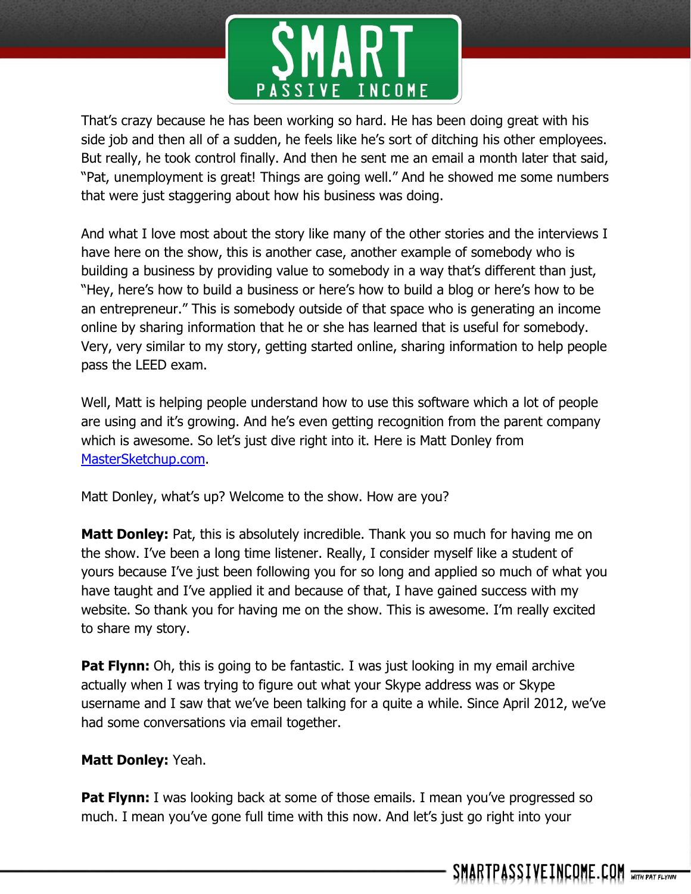That's crazy because he has been working so hard. He has been doing great with his side job and then all of a sudden, he feels like he's sort of ditching his other employees. But really, he took control finally. And then he sent me an email a month later that said, "Pat, unemployment is great! Things are going well." And he showed me some numbers that were just staggering about how his business was doing.

And what I love most about the story like many of the other stories and the interviews I have here on the show, this is another case, another example of somebody who is building a business by providing value to somebody in a way that's different than just, "Hey, here's how to build a business or here's how to build a blog or here's how to be an entrepreneur." This is somebody outside of that space who is generating an income online by sharing information that he or she has learned that is useful for somebody. Very, very similar to my story, getting started online, sharing information to help people pass the LEED exam.

Well, Matt is helping people understand how to use this software which a lot of people are using and it's growing. And he's even getting recognition from the parent company which is awesome. So let's just dive right into it. Here is Matt Donley from [MasterSketchup.com](MasterSketchup.com).

Matt Donley, what's up? Welcome to the show. How are you?

**Matt Donley:** Pat, this is absolutely incredible. Thank you so much for having me on the show. I've been a long time listener. Really, I consider myself like a student of yours because I've just been following you for so long and applied so much of what you have taught and I've applied it and because of that, I have gained success with my website. So thank you for having me on the show. This is awesome. I'm really excited to share my story.

**Pat Flynn:** Oh, this is going to be fantastic. I was just looking in my email archive actually when I was trying to figure out what your Skype address was or Skype username and I saw that we've been talking for a quite a while. Since April 2012, we've had some conversations via email together.

**Matt Donley:** Yeah.

**Pat Flynn:** I was looking back at some of those emails. I mean you've progressed so much. I mean you've gone full time with this now. And let's just go right into your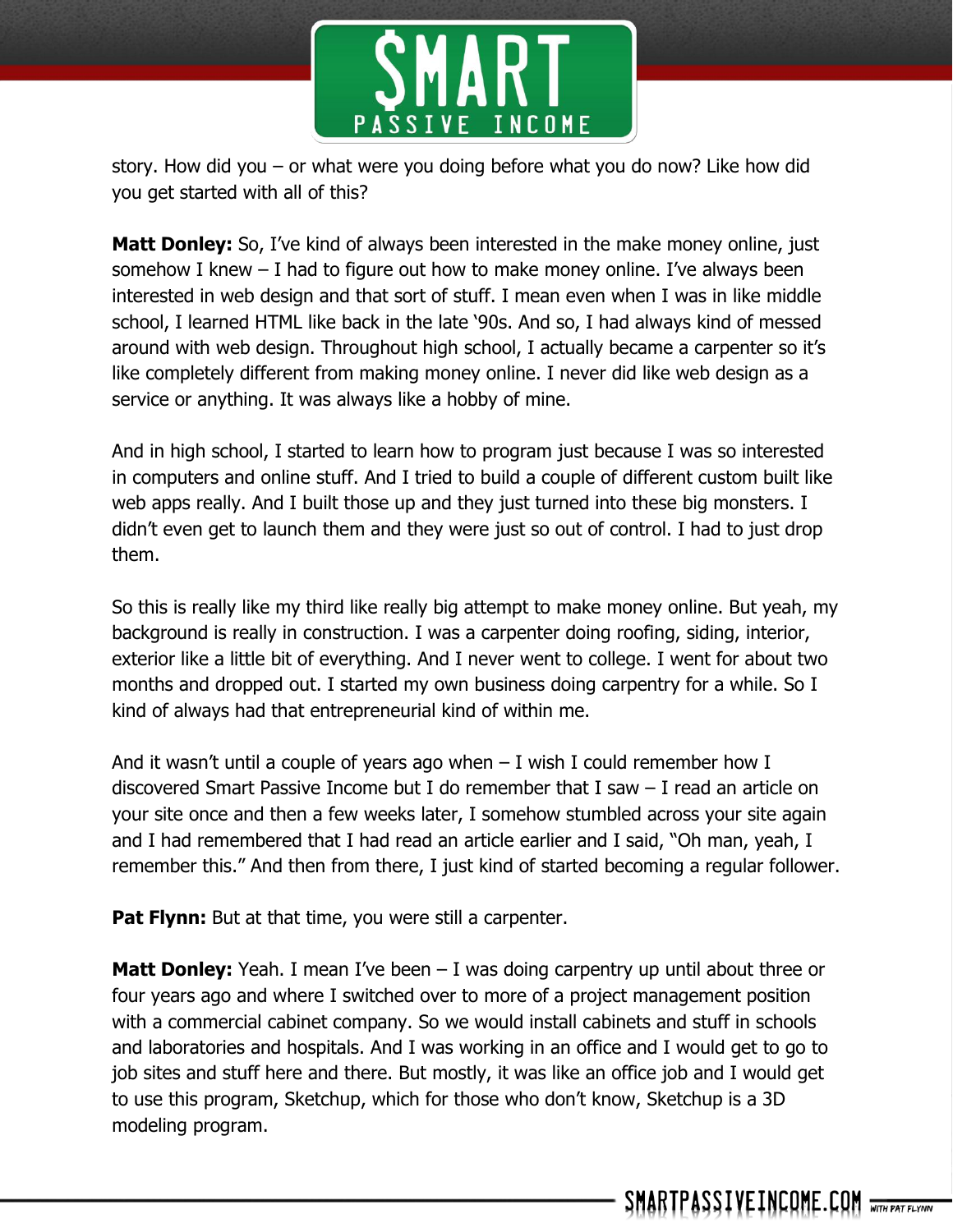story. How did you – or what were you doing before what you do now? Like how did you get started with all of this?

**Matt Donley:** So, I've kind of always been interested in the make money online, just somehow I knew – I had to figure out how to make money online. I've always been interested in web design and that sort of stuff. I mean even when I was in like middle school, I learned HTML like back in the late '90s. And so, I had always kind of messed around with web design. Throughout high school, I actually became a carpenter so it's like completely different from making money online. I never did like web design as a service or anything. It was always like a hobby of mine.

And in high school, I started to learn how to program just because I was so interested in computers and online stuff. And I tried to build a couple of different custom built like web apps really. And I built those up and they just turned into these big monsters. I didn't even get to launch them and they were just so out of control. I had to just drop them.

So this is really like my third like really big attempt to make money online. But yeah, my background is really in construction. I was a carpenter doing roofing, siding, interior, exterior like a little bit of everything. And I never went to college. I went for about two months and dropped out. I started my own business doing carpentry for a while. So I kind of always had that entrepreneurial kind of within me.

And it wasn't until a couple of years ago when – I wish I could remember how I discovered Smart Passive Income but I do remember that I saw – I read an article on your site once and then a few weeks later, I somehow stumbled across your site again and I had remembered that I had read an article earlier and I said, "Oh man, yeah, I remember this." And then from there, I just kind of started becoming a regular follower.

**Pat Flynn:** But at that time, you were still a carpenter.

**Matt Donley:** Yeah. I mean I've been – I was doing carpentry up until about three or four years ago and where I switched over to more of a project management position with a commercial cabinet company. So we would install cabinets and stuff in schools and laboratories and hospitals. And I was working in an office and I would get to go to job sites and stuff here and there. But mostly, it was like an office job and I would get to use this program, Sketchup, which for those who don't know, Sketchup is a 3D modeling program.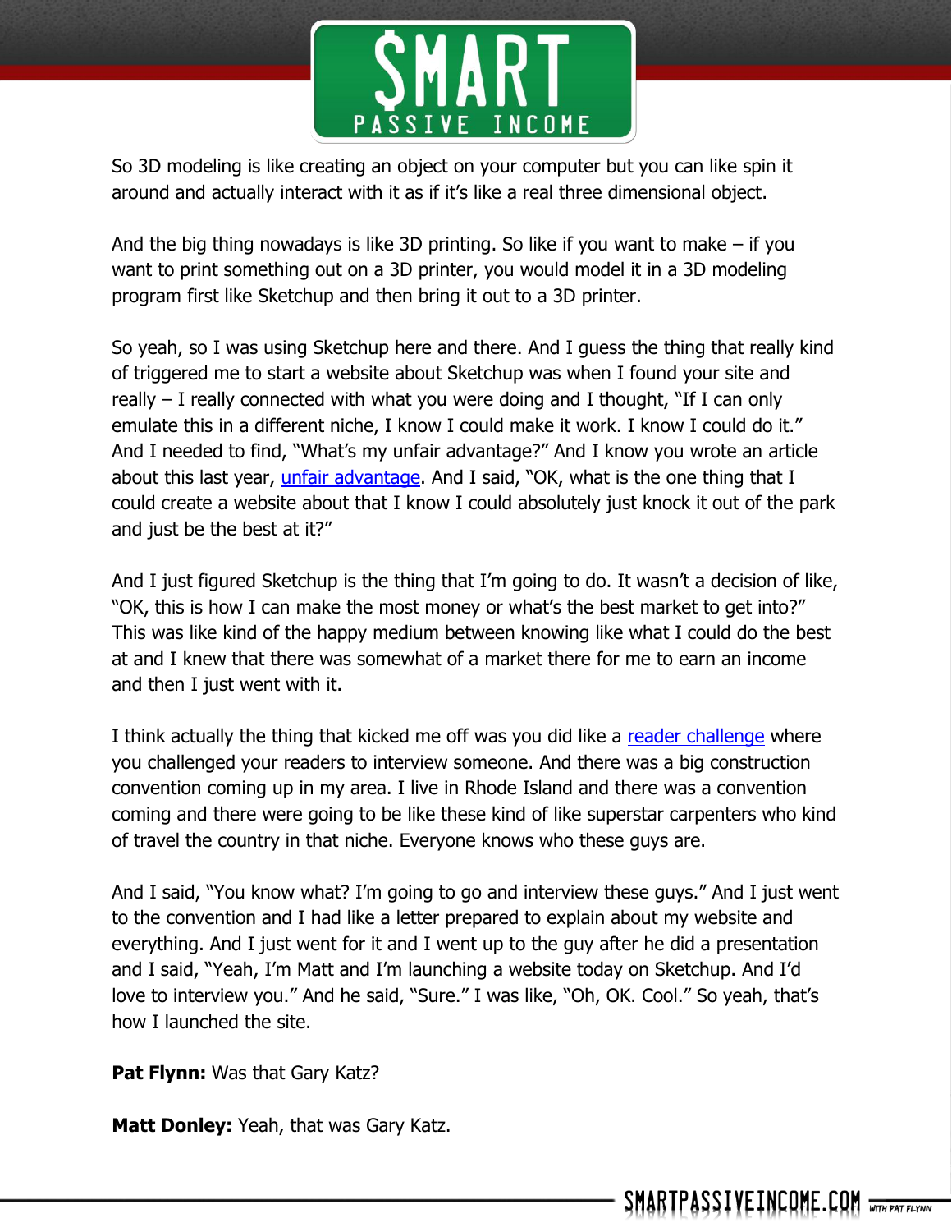So 3D modeling is like creating an object on your computer but you can like spin it around and actually interact with it as if it's like a real three dimensional object.

And the big thing nowadays is like 3D printing. So like if you want to make – if you want to print something out on a 3D printer, you would model it in a 3D modeling program first like Sketchup and then bring it out to a 3D printer.

So yeah, so I was using Sketchup here and there. And I guess the thing that really kind of triggered me to start a website about Sketchup was when I found your site and really – I really connected with what you were doing and I thought, "If I can only emulate this in a different niche, I know I could make it work. I know I could do it." And I needed to find, "What's my unfair advantage?" And I know you wrote an article about this last year, unfair advantage. And I said, "OK, what is the one thing that I could create a website about that I know I could absolutely just knock it out of the park and just be the best at it?"

And I just figured Sketchup is the thing that I'm going to do. It wasn't a decision of like, "OK, this is how I can make the most money or what's the best market to get into?" This was like kind of the happy medium between knowing like what I could do the best at and I knew that there was somewhat of a market there for me to earn an income and then I just went with it.

I think actually the thing that kicked me off was you did like a reader challenge where you challenged your readers to interview someone. And there was a big construction convention coming up in my area. I live in Rhode Island and there was a convention coming and there were going to be like these kind of like superstar carpenters who kind of travel the country in that niche. Everyone knows who these guys are.

And I said, "You know what? I'm going to go and interview these guys." And I just went to the convention and I had like a letter prepared to explain about my website and everything. And I just went for it and I went up to the guy after he did a presentation and I said, "Yeah, I'm Matt and I'm launching a website today on Sketchup. And I'd love to interview you." And he said, "Sure." I was like, "Oh, OK. Cool." So yeah, that's how I launched the site.

**Pat Flynn:** Was that Gary Katz?

**Matt Donley:** Yeah, that was Gary Katz.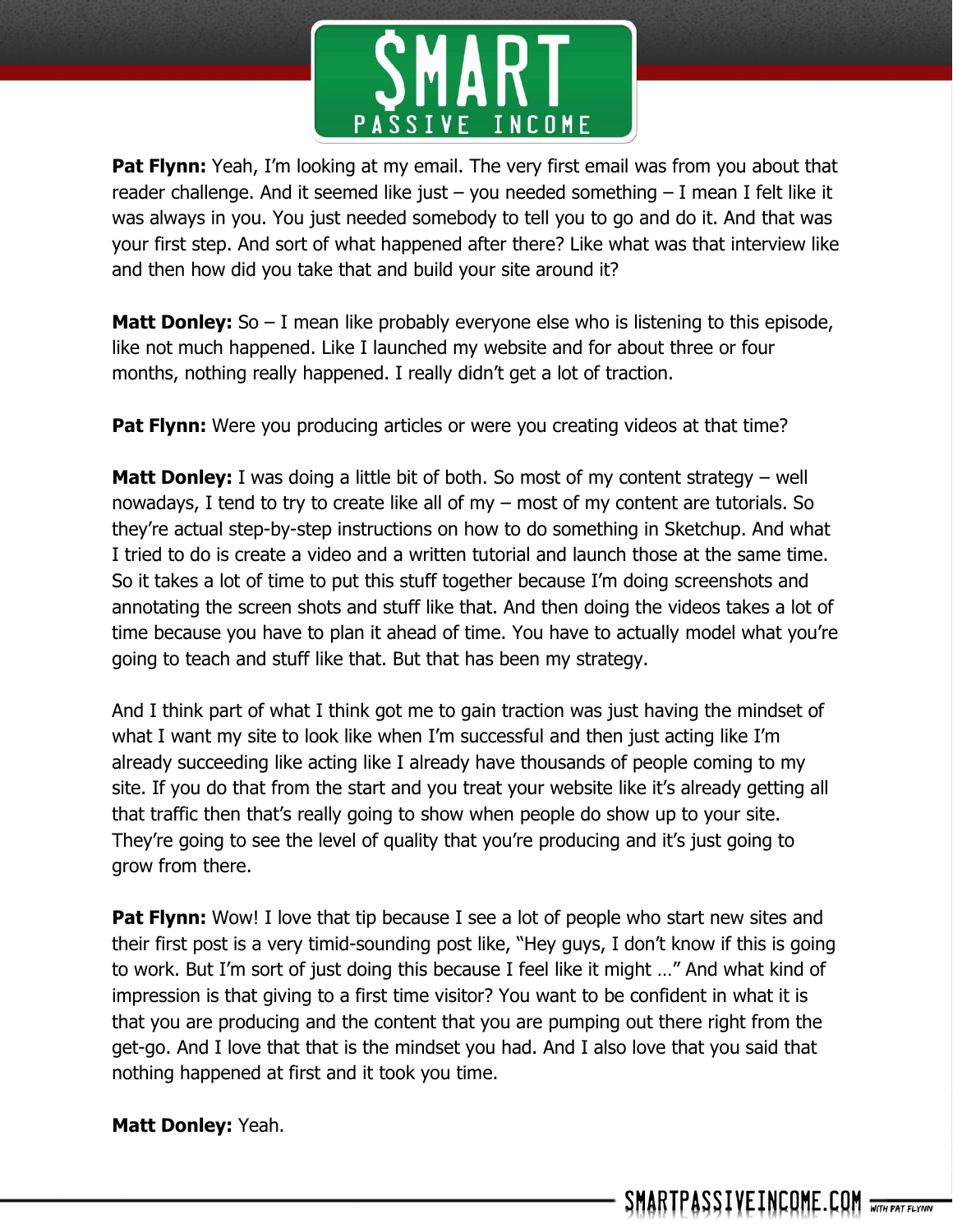**Pat Flynn:** Yeah, I'm looking at my email. The very first email was from you about that reader challenge. And it seemed like just – you needed something – I mean I felt like it was always in you. You just needed somebody to tell you to go and do it. And that was your first step. And sort of what happened after there? Like what was that interview like and then how did you take that and build your site around it?

**Matt Donley:** So – I mean like probably everyone else who is listening to this episode, like not much happened. Like I launched my website and for about three or four months, nothing really happened. I really didn't get a lot of traction.

**Pat Flynn:** Were you producing articles or were you creating videos at that time?

**Matt Donley:** I was doing a little bit of both. So most of my content strategy – well nowadays, I tend to try to create like all of my – most of my content are tutorials. So they're actual step-by-step instructions on how to do something in Sketchup. And what I tried to do is create a video and a written tutorial and launch those at the same time. So it takes a lot of time to put this stuff together because I'm doing screenshots and annotating the screen shots and stuff like that. And then doing the videos takes a lot of time because you have to plan it ahead of time. You have to actually model what you're going to teach and stuff like that. But that has been my strategy.

And I think part of what I think got me to gain traction was just having the mindset of what I want my site to look like when I'm successful and then just acting like I'm already succeeding like acting like I already have thousands of people coming to my site. If you do that from the start and you treat your website like it's already getting all that traffic then that's really going to show when people do show up to your site. They're going to see the level of quality that you're producing and it's just going to grow from there.

**Pat Flynn:** Wow! I love that tip because I see a lot of people who start new sites and their first post is a very timid-sounding post like, "Hey guys, I don't know if this is going to work. But I'm sort of just doing this because I feel like it might …" And what kind of impression is that giving to a first time visitor? You want to be confident in what it is that you are producing and the content that you are pumping out there right from the get-go. And I love that that is the mindset you had. And I also love that you said that nothing happened at first and it took you time.

**Matt Donley:** Yeah.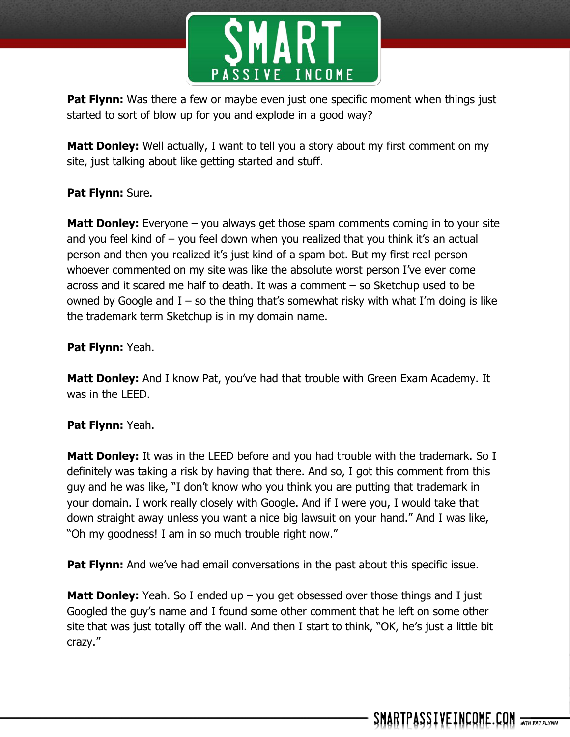**Pat Flynn:** Was there a few or maybe even just one specific moment when things just started to sort of blow up for you and explode in a good way?

**Matt Donley:** Well actually, I want to tell you a story about my first comment on my site, just talking about like getting started and stuff.

**Pat Flynn:** Sure.

**Matt Donley:** Everyone – you always get those spam comments coming in to your site and you feel kind of – you feel down when you realized that you think it's an actual person and then you realized it's just kind of a spam bot. But my first real person whoever commented on my site was like the absolute worst person I've ever come across and it scared me half to death. It was a comment – so Sketchup used to be owned by Google and I – so the thing that's somewhat risky with what I'm doing is like the trademark term Sketchup is in my domain name.

**Pat Flynn:** Yeah.

**Matt Donley:** And I know Pat, you've had that trouble with Green Exam Academy. It was in the LEED.

**Pat Flynn:** Yeah.

**Matt Donley:** It was in the LEED before and you had trouble with the trademark. So I definitely was taking a risk by having that there. And so, I got this comment from this guy and he was like, "I don't know who you think you are putting that trademark in your domain. I work really closely with Google. And if I were you, I would take that down straight away unless you want a nice big lawsuit on your hand." And I was like, "Oh my goodness! I am in so much trouble right now."

**Pat Flynn:** And we've had email conversations in the past about this specific issue.

**Matt Donley:** Yeah. So I ended up – you get obsessed over those things and I just Googled the guy's name and I found some other comment that he left on some other site that was just totally off the wall. And then I start to think, "OK, he's just a little bit crazy."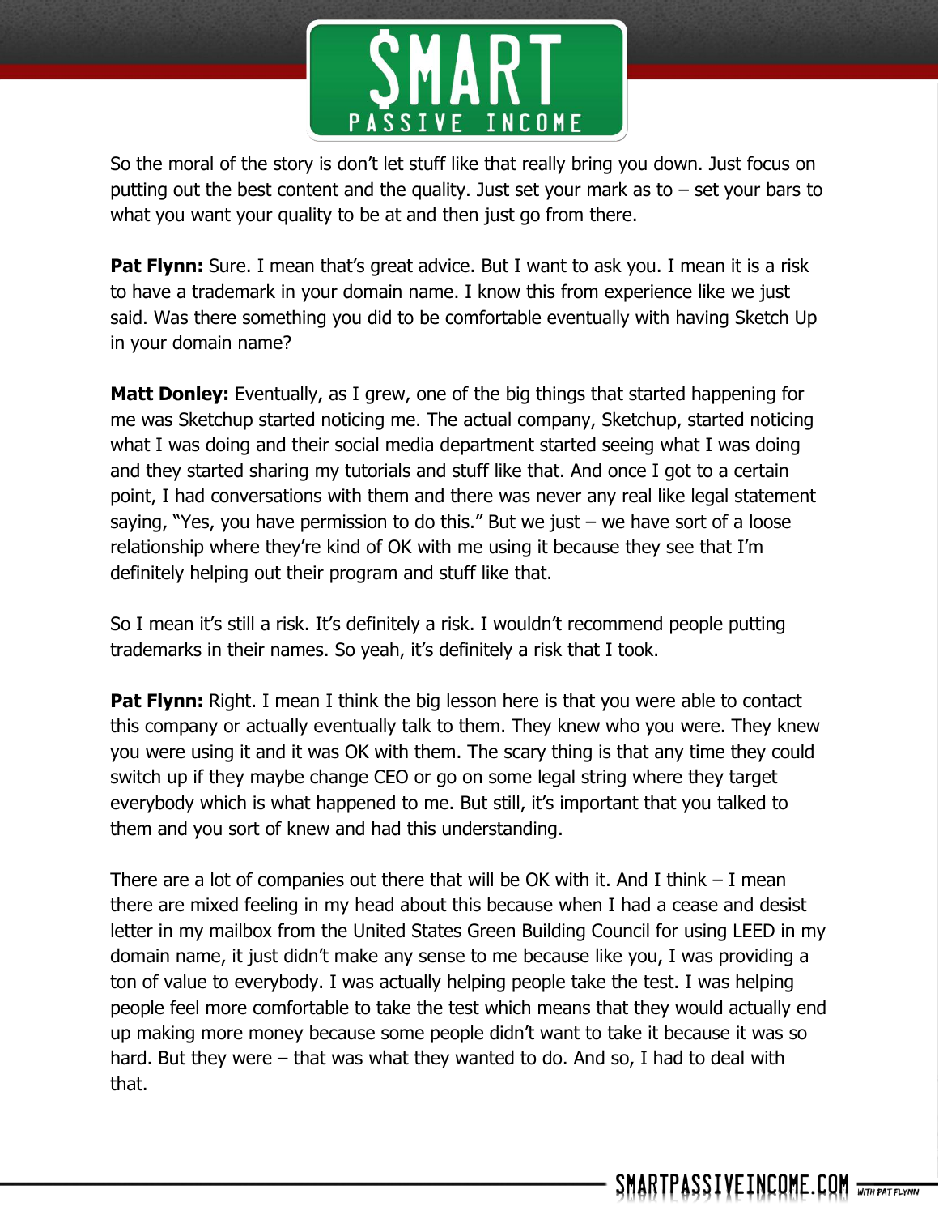So the moral of the story is don't let stuff like that really bring you down. Just focus on putting out the best content and the quality. Just set your mark as to – set your bars to what you want your quality to be at and then just go from there.

**Pat Flynn:** Sure. I mean that's great advice. But I want to ask you. I mean it is a risk to have a trademark in your domain name. I know this from experience like we just said. Was there something you did to be comfortable eventually with having Sketch Up in your domain name?

**Matt Donley:** Eventually, as I grew, one of the big things that started happening for me was Sketchup started noticing me. The actual company, Sketchup, started noticing what I was doing and their social media department started seeing what I was doing and they started sharing my tutorials and stuff like that. And once I got to a certain point, I had conversations with them and there was never any real like legal statement saying, "Yes, you have permission to do this." But we just – we have sort of a loose relationship where they're kind of OK with me using it because they see that I'm definitely helping out their program and stuff like that.

So I mean it's still a risk. It's definitely a risk. I wouldn't recommend people putting trademarks in their names. So yeah, it's definitely a risk that I took.

**Pat Flynn:** Right. I mean I think the big lesson here is that you were able to contact this company or actually eventually talk to them. They knew who you were. They knew you were using it and it was OK with them. The scary thing is that any time they could switch up if they maybe change CEO or go on some legal string where they target everybody which is what happened to me. But still, it's important that you talked to them and you sort of knew and had this understanding.

There are a lot of companies out there that will be OK with it. And I think – I mean there are mixed feeling in my head about this because when I had a cease and desist letter in my mailbox from the United States Green Building Council for using LEED in my domain name, it just didn't make any sense to me because like you, I was providing a ton of value to everybody. I was actually helping people take the test. I was helping people feel more comfortable to take the test which means that they would actually end up making more money because some people didn't want to take it because it was so hard. But they were – that was what they wanted to do. And so, I had to deal with that.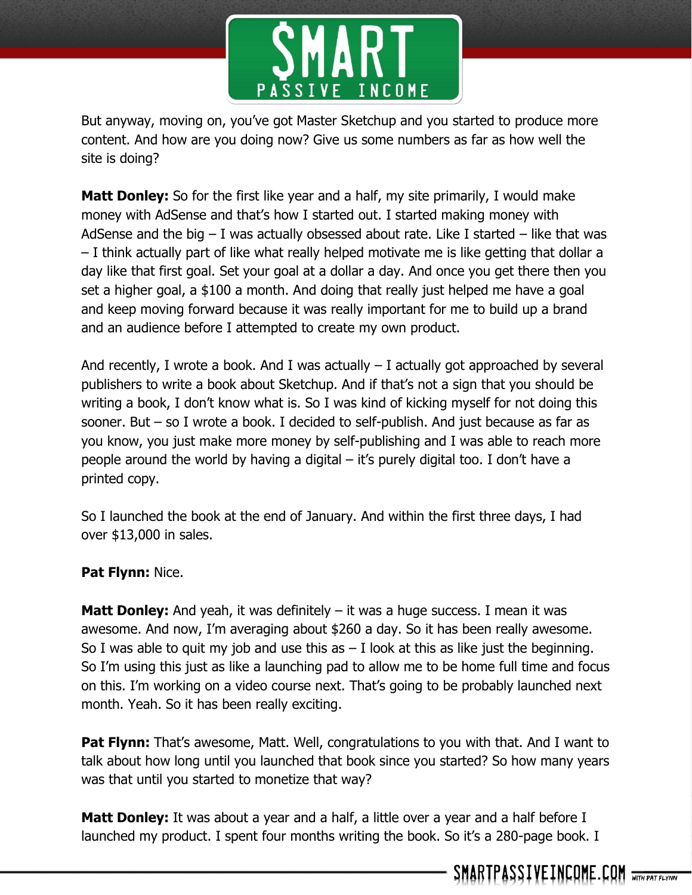But anyway, moving on, you've got Master Sketchup and you started to produce more content. And how are you doing now? Give us some numbers as far as how well the site is doing?

**Matt Donley:** So for the first like year and a half, my site primarily, I would make money with AdSense and that's how I started out. I started making money with AdSense and the big – I was actually obsessed about rate. Like I started – like that was – I think actually part of like what really helped motivate me is like getting that dollar a day like that first goal. Set your goal at a dollar a day. And once you get there then you set a higher goal, a $100 a month. And doing that really just helped me have a goal and keep moving forward because it was really important for me to build up a brand and an audience before I attempted to create my own product.

And recently, I wrote a book. And I was actually – I actually got approached by several publishers to write a book about Sketchup. And if that's not a sign that you should be writing a book, I don't know what is. So I was kind of kicking myself for not doing this sooner. But – so I wrote a book. I decided to self-publish. And just because as far as you know, you just make more money by self-publishing and I was able to reach more people around the world by having a digital – it's purely digital too. I don't have a printed copy.

So I launched the book at the end of January. And within the first three days, I had over $13,000 in sales.

**Pat Flynn:** Nice.

**Matt Donley:** And yeah, it was definitely – it was a huge success. I mean it was awesome. And now, I'm averaging about $260 a day. So it has been really awesome. So I was able to quit my job and use this as – I look at this as like just the beginning. So I'm using this just as like a launching pad to allow me to be home full time and focus on this. I'm working on a video course next. That's going to be probably launched next month. Yeah. So it has been really exciting.

**Pat Flynn:** That's awesome, Matt. Well, congratulations to you with that. And I want to talk about how long until you launched that book since you started? So how many years was that until you started to monetize that way?

**Matt Donley:** It was about a year and a half, a little over a year and a half before I launched my product. I spent four months writing the book. So it's a 280-page book. I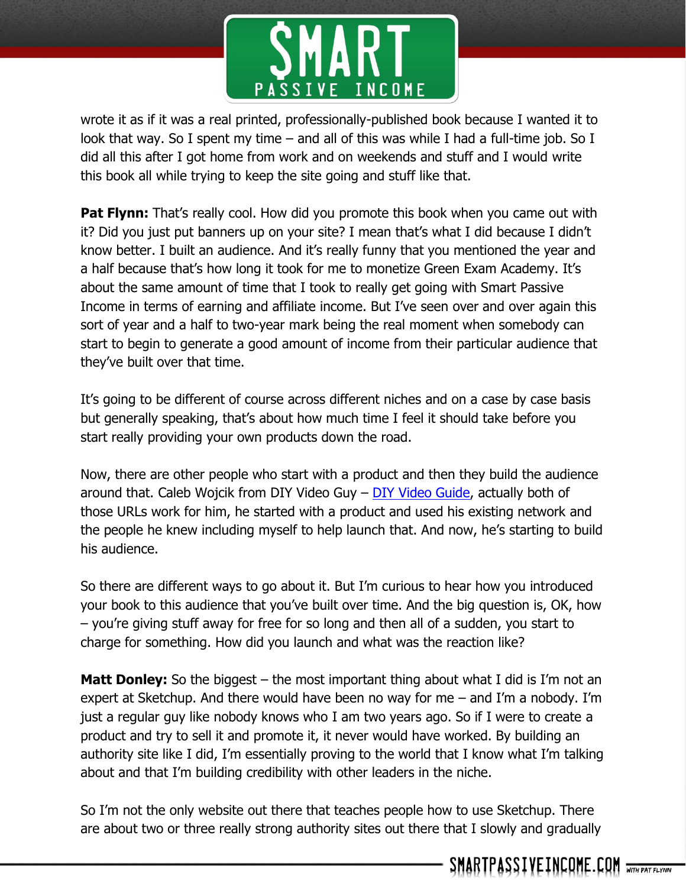wrote it as if it was a real printed, professionally-published book because I wanted it to look that way. So I spent my time – and all of this was while I had a full-time job. So I did all this after I got home from work and on weekends and stuff and I would write this book all while trying to keep the site going and stuff like that.

**Pat Flynn:** That's really cool. How did you promote this book when you came out with it? Did you just put banners up on your site? I mean that's what I did because I didn't know better. I built an audience. And it's really funny that you mentioned the year and a half because that's how long it took for me to monetize Green Exam Academy. It's about the same amount of time that I took to really get going with Smart Passive Income in terms of earning and affiliate income. But I've seen over and over again this sort of year and a half to two-year mark being the real moment when somebody can start to begin to generate a good amount of income from their particular audience that they've built over that time.

It's going to be different of course across different niches and on a case by case basis but generally speaking, that's about how much time I feel it should take before you start really providing your own products down the road.

Now, there are other people who start with a product and then they build the audience around that. Caleb Wojcik from DIY Video Guy – DIY Video Guide, actually both of those URLs work for him, he started with a product and used his existing network and the people he knew including myself to help launch that. And now, he's starting to build his audience.

So there are different ways to go about it. But I'm curious to hear how you introduced your book to this audience that you've built over time. And the big question is, OK, how – you're giving stuff away for free for so long and then all of a sudden, you start to charge for something. How did you launch and what was the reaction like?

**Matt Donley:** So the biggest – the most important thing about what I did is I'm not an expert at Sketchup. And there would have been no way for me – and I'm a nobody. I'm just a regular guy like nobody knows who I am two years ago. So if I were to create a product and try to sell it and promote it, it never would have worked. By building an authority site like I did, I'm essentially proving to the world that I know what I'm talking about and that I'm building credibility with other leaders in the niche.

So I'm not the only website out there that teaches people how to use Sketchup. There are about two or three really strong authority sites out there that I slowly and gradually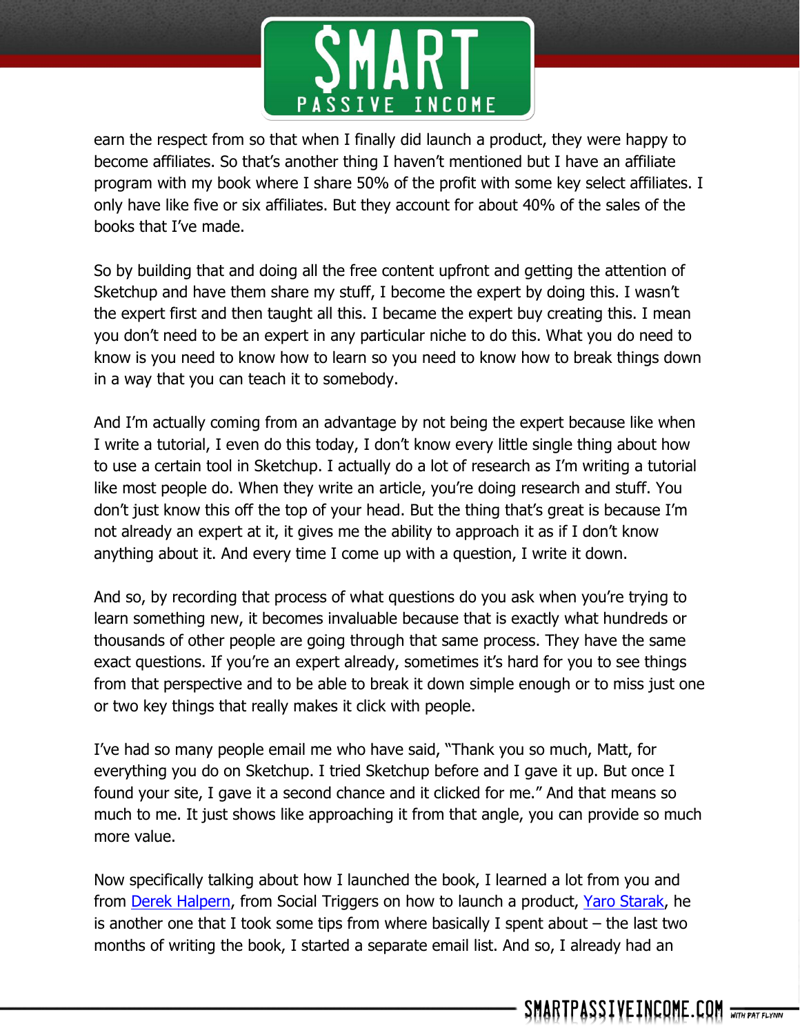earn the respect from so that when I finally did launch a product, they were happy to become affiliates. So that's another thing I haven't mentioned but I have an affiliate program with my book where I share 50% of the profit with some key select affiliates. I only have like five or six affiliates. But they account for about 40% of the sales of the books that I've made.

So by building that and doing all the free content upfront and getting the attention of Sketchup and have them share my stuff, I become the expert by doing this. I wasn't the expert first and then taught all this. I became the expert buy creating this. I mean you don't need to be an expert in any particular niche to do this. What you do need to know is you need to know how to learn so you need to know how to break things down in a way that you can teach it to somebody.

And I'm actually coming from an advantage by not being the expert because like when I write a tutorial, I even do this today, I don't know every little single thing about how to use a certain tool in Sketchup. I actually do a lot of research as I'm writing a tutorial like most people do. When they write an article, you're doing research and stuff. You don't just know this off the top of your head. But the thing that's great is because I'm not already an expert at it, it gives me the ability to approach it as if I don't know anything about it. And every time I come up with a question, I write it down.

And so, by recording that process of what questions do you ask when you're trying to learn something new, it becomes invaluable because that is exactly what hundreds or thousands of other people are going through that same process. They have the same exact questions. If you're an expert already, sometimes it's hard for you to see things from that perspective and to be able to break it down simple enough or to miss just one or two key things that really makes it click with people.

I've had so many people email me who have said, "Thank you so much, Matt, for everything you do on Sketchup. I tried Sketchup before and I gave it up. But once I found your site, I gave it a second chance and it clicked for me." And that means so much to me. It just shows like approaching it from that angle, you can provide so much more value.

Now specifically talking about how I launched the book, I learned a lot from you and from Derek Halpern, from Social Triggers on how to launch a product, Yaro Starak, he is another one that I took some tips from where basically I spent about – the last two months of writing the book, I started a separate email list. And so, I already had an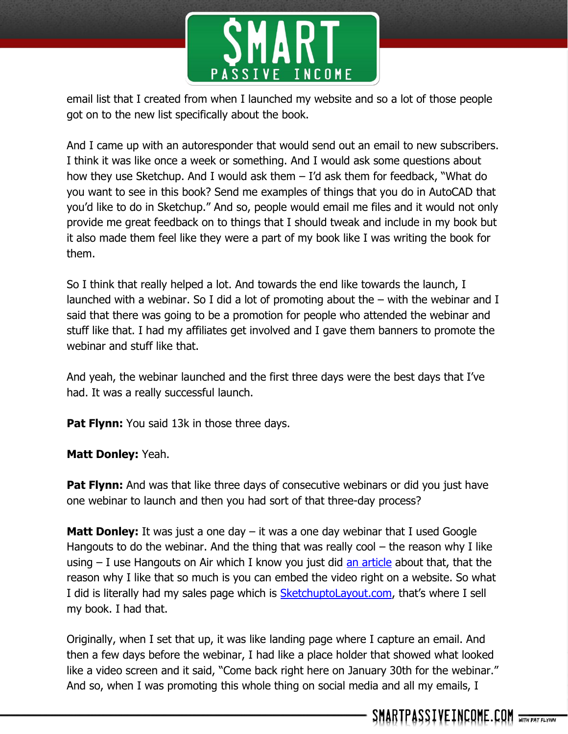email list that I created from when I launched my website and so a lot of those people got on to the new list specifically about the book.

And I came up with an autoresponder that would send out an email to new subscribers. I think it was like once a week or something. And I would ask some questions about how they use Sketchup. And I would ask them – I'd ask them for feedback, "What do you want to see in this book? Send me examples of things that you do in AutoCAD that you'd like to do in Sketchup." And so, people would email me files and it would not only provide me great feedback on to things that I should tweak and include in my book but it also made them feel like they were a part of my book like I was writing the book for them.

So I think that really helped a lot. And towards the end like towards the launch, I launched with a webinar. So I did a lot of promoting about the – with the webinar and I said that there was going to be a promotion for people who attended the webinar and stuff like that. I had my affiliates get involved and I gave them banners to promote the webinar and stuff like that.

And yeah, the webinar launched and the first three days were the best days that I've had. It was a really successful launch.

**Pat Flynn:** You said 13k in those three days.

**Matt Donley:** Yeah.

**Pat Flynn:** And was that like three days of consecutive webinars or did you just have one webinar to launch and then you had sort of that three-day process?

**Matt Donley:** It was just a one day – it was a one day webinar that I used Google Hangouts to do the webinar. And the thing that was really cool – the reason why I like using – I use Hangouts on Air which I know you just did an article about that, that the reason why I like that so much is you can embed the video right on a website. So what I did is literally had my sales page which is SketchuptoLayout.com, that's where I sell my book. I had that.

Originally, when I set that up, it was like landing page where I capture an email. And then a few days before the webinar, I had like a place holder that showed what looked like a video screen and it said, "Come back right here on January 30th for the webinar." And so, when I was promoting this whole thing on social media and all my emails, I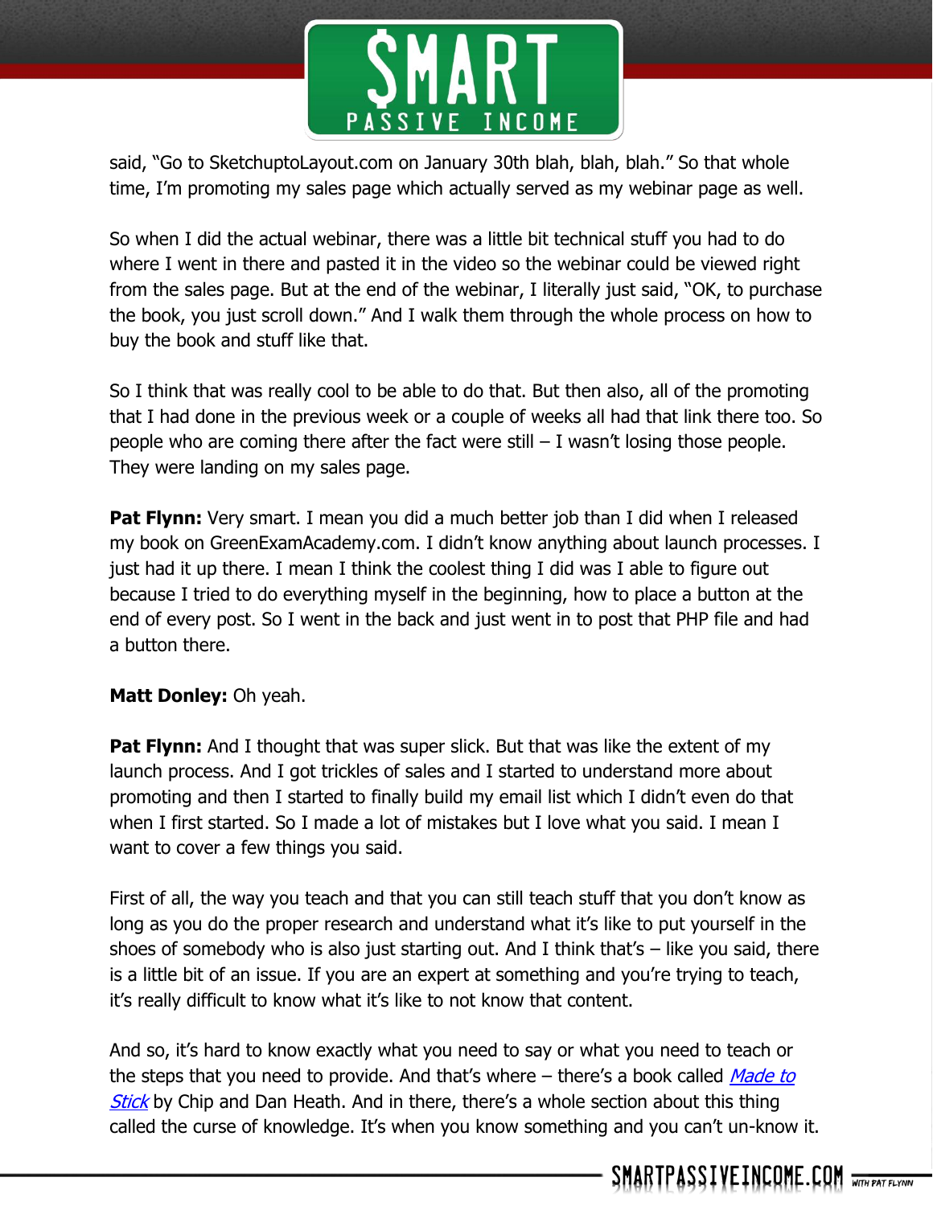said, "Go to SketchuptoLayout.com on January 30th blah, blah, blah." So that whole time, I'm promoting my sales page which actually served as my webinar page as well.

So when I did the actual webinar, there was a little bit technical stuff you had to do where I went in there and pasted it in the video so the webinar could be viewed right from the sales page. But at the end of the webinar, I literally just said, "OK, to purchase the book, you just scroll down." And I walk them through the whole process on how to buy the book and stuff like that.

So I think that was really cool to be able to do that. But then also, all of the promoting that I had done in the previous week or a couple of weeks all had that link there too. So people who are coming there after the fact were still – I wasn't losing those people. They were landing on my sales page.

**Pat Flynn:** Very smart. I mean you did a much better job than I did when I released my book on GreenExamAcademy.com. I didn't know anything about launch processes. I just had it up there. I mean I think the coolest thing I did was I able to figure out because I tried to do everything myself in the beginning, how to place a button at the end of every post. So I went in the back and just went in to post that PHP file and had a button there.

**Matt Donley:** Oh yeah.

**Pat Flynn:** And I thought that was super slick. But that was like the extent of my launch process. And I got trickles of sales and I started to understand more about promoting and then I started to finally build my email list which I didn't even do that when I first started. So I made a lot of mistakes but I love what you said. I mean I want to cover a few things you said.

First of all, the way you teach and that you can still teach stuff that you don't know as long as you do the proper research and understand what it's like to put yourself in the shoes of somebody who is also just starting out. And I think that's – like you said, there is a little bit of an issue. If you are an expert at something and you're trying to teach, it's really difficult to know what it's like to not know that content.

And so, it's hard to know exactly what you need to say or what you need to teach or the steps that you need to provide. And that's where – there's a book called *Made to Stick* by Chip and Dan Heath. And in there, there's a whole section about this thing called the curse of knowledge. It's when you know something and you can't un-know it.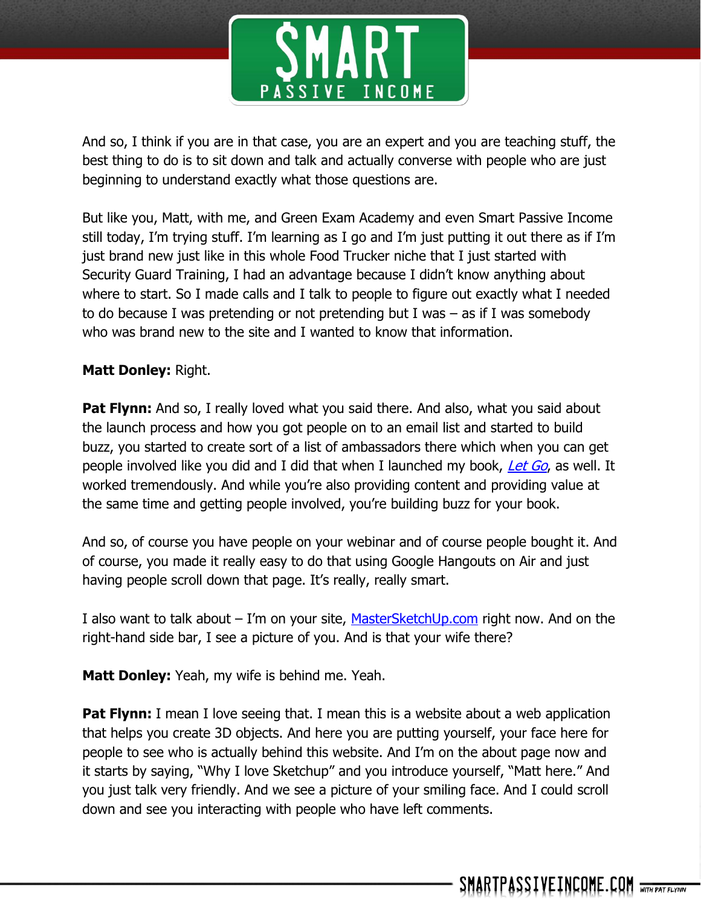And so, I think if you are in that case, you are an expert and you are teaching stuff, the best thing to do is to sit down and talk and actually converse with people who are just beginning to understand exactly what those questions are.

But like you, Matt, with me, and Green Exam Academy and even Smart Passive Income still today, I'm trying stuff. I'm learning as I go and I'm just putting it out there as if I'm just brand new just like in this whole Food Trucker niche that I just started with Security Guard Training, I had an advantage because I didn't know anything about where to start. So I made calls and I talk to people to figure out exactly what I needed to do because I was pretending or not pretending but I was – as if I was somebody who was brand new to the site and I wanted to know that information.

**Matt Donley:** Right.

**Pat Flynn:** And so, I really loved what you said there. And also, what you said about the launch process and how you got people on to an email list and started to build buzz, you started to create sort of a list of ambassadors there which when you can get people involved like you did and I did that when I launched my book, *Let Go*, as well. It worked tremendously. And while you're also providing content and providing value at the same time and getting people involved, you're building buzz for your book.

And so, of course you have people on your webinar and of course people bought it. And of course, you made it really easy to do that using Google Hangouts on Air and just having people scroll down that page. It's really, really smart.

I also want to talk about – I'm on your site, MasterSketchUp.com right now. And on the right-hand side bar, I see a picture of you. And is that your wife there?

**Matt Donley:** Yeah, my wife is behind me. Yeah.

**Pat Flynn:** I mean I love seeing that. I mean this is a website about a web application that helps you create 3D objects. And here you are putting yourself, your face here for people to see who is actually behind this website. And I'm on the about page now and it starts by saying, "Why I love Sketchup" and you introduce yourself, "Matt here." And you just talk very friendly. And we see a picture of your smiling face. And I could scroll down and see you interacting with people who have left comments.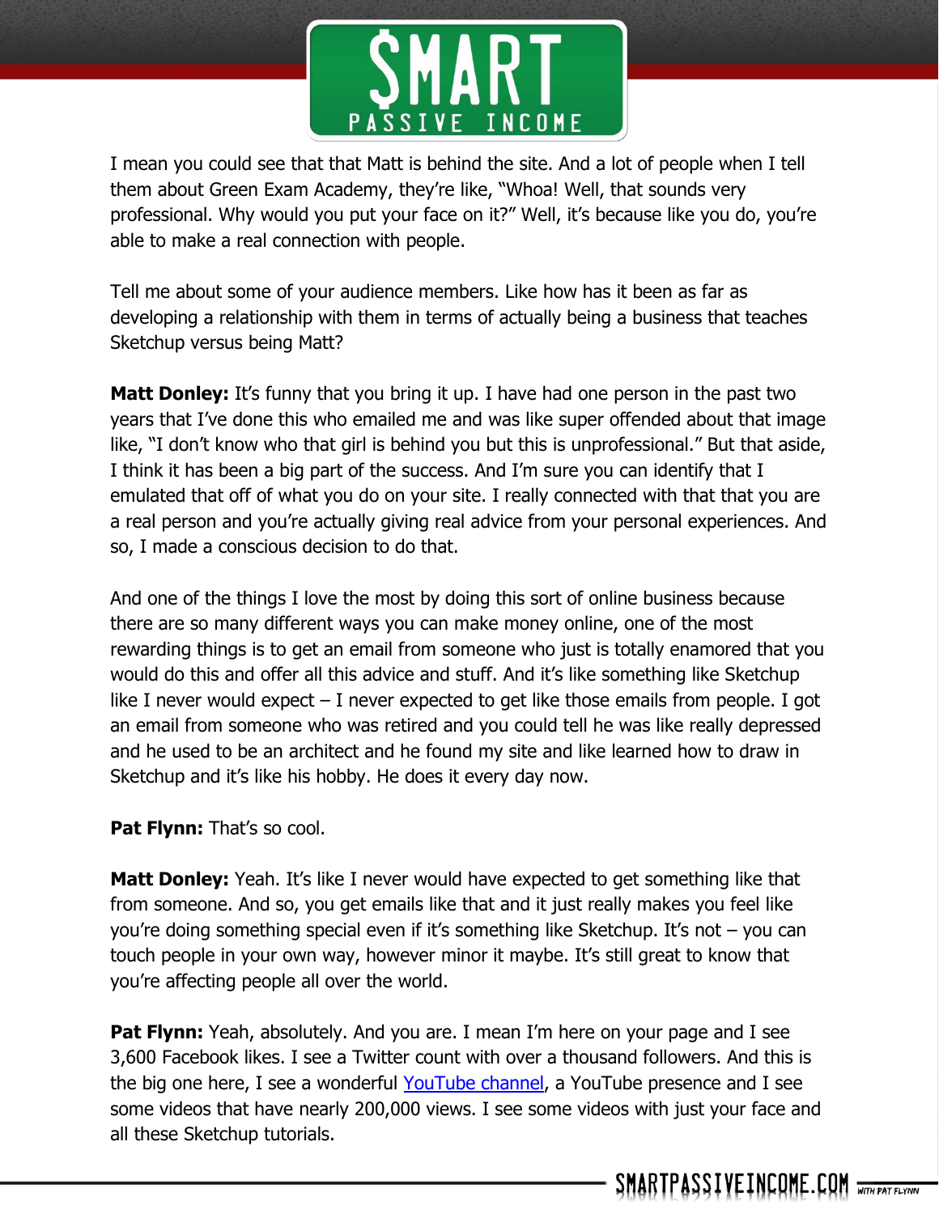I mean you could see that that Matt is behind the site. And a lot of people when I tell them about Green Exam Academy, they're like, "Whoa! Well, that sounds very professional. Why would you put your face on it?" Well, it's because like you do, you're able to make a real connection with people.

Tell me about some of your audience members. Like how has it been as far as developing a relationship with them in terms of actually being a business that teaches Sketchup versus being Matt?

**Matt Donley:** It's funny that you bring it up. I have had one person in the past two years that I've done this who emailed me and was like super offended about that image like, "I don't know who that girl is behind you but this is unprofessional." But that aside, I think it has been a big part of the success. And I'm sure you can identify that I emulated that off of what you do on your site. I really connected with that that you are a real person and you're actually giving real advice from your personal experiences. And so, I made a conscious decision to do that.

And one of the things I love the most by doing this sort of online business because there are so many different ways you can make money online, one of the most rewarding things is to get an email from someone who just is totally enamored that you would do this and offer all this advice and stuff. And it's like something like Sketchup like I never would expect – I never expected to get like those emails from people. I got an email from someone who was retired and you could tell he was like really depressed and he used to be an architect and he found my site and like learned how to draw in Sketchup and it's like his hobby. He does it every day now.

**Pat Flynn:** That's so cool.

**Matt Donley:** Yeah. It's like I never would have expected to get something like that from someone. And so, you get emails like that and it just really makes you feel like you're doing something special even if it's something like Sketchup. It's not – you can touch people in your own way, however minor it maybe. It's still great to know that you're affecting people all over the world.

**Pat Flynn:** Yeah, absolutely. And you are. I mean I'm here on your page and I see 3,600 Facebook likes. I see a Twitter count with over a thousand followers. And this is the big one here, I see a wonderful YouTube channel, a YouTube presence and I see some videos that have nearly 200,000 views. I see some videos with just your face and all these Sketchup tutorials.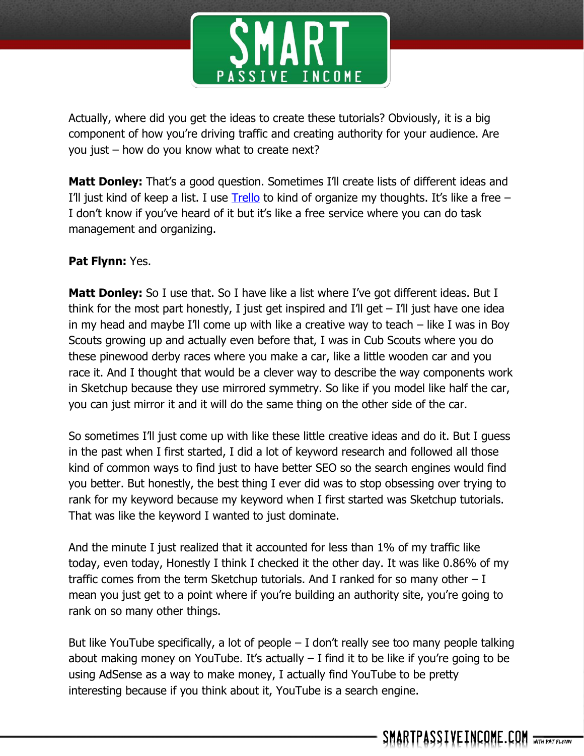Actually, where did you get the ideas to create these tutorials? Obviously, it is a big component of how you're driving traffic and creating authority for your audience. Are you just – how do you know what to create next?

**Matt Donley:** That's a good question. Sometimes I'll create lists of different ideas and I'll just kind of keep a list. I use [Trello]() to kind of organize my thoughts. It's like a free – I don't know if you've heard of it but it's like a free service where you can do task management and organizing.

**Pat Flynn:** Yes.

**Matt Donley:** So I use that. So I have like a list where I've got different ideas. But I think for the most part honestly, I just get inspired and I'll get – I'll just have one idea in my head and maybe I'll come up with like a creative way to teach – like I was in Boy Scouts growing up and actually even before that, I was in Cub Scouts where you do these pinewood derby races where you make a car, like a little wooden car and you race it. And I thought that would be a clever way to describe the way components work in Sketchup because they use mirrored symmetry. So like if you model like half the car, you can just mirror it and it will do the same thing on the other side of the car.

So sometimes I'll just come up with like these little creative ideas and do it. But I guess in the past when I first started, I did a lot of keyword research and followed all those kind of common ways to find just to have better SEO so the search engines would find you better. But honestly, the best thing I ever did was to stop obsessing over trying to rank for my keyword because my keyword when I first started was Sketchup tutorials. That was like the keyword I wanted to just dominate.

And the minute I just realized that it accounted for less than 1% of my traffic like today, even today, Honestly I think I checked it the other day. It was like 0.86% of my traffic comes from the term Sketchup tutorials. And I ranked for so many other – I mean you just get to a point where if you're building an authority site, you're going to rank on so many other things.

But like YouTube specifically, a lot of people – I don't really see too many people talking about making money on YouTube. It's actually – I find it to be like if you're going to be using AdSense as a way to make money, I actually find YouTube to be pretty interesting because if you think about it, YouTube is a search engine.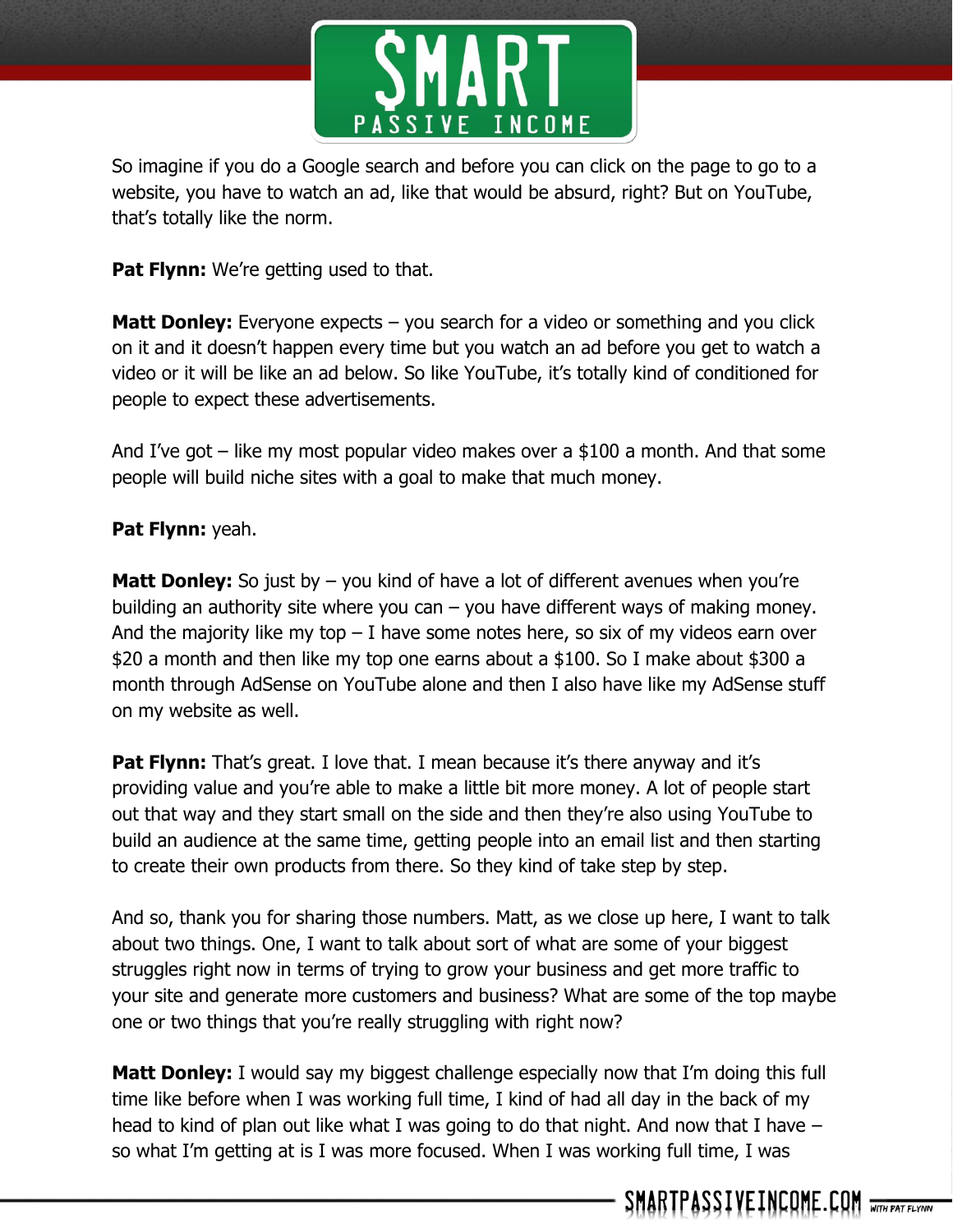So imagine if you do a Google search and before you can click on the page to go to a website, you have to watch an ad, like that would be absurd, right? But on YouTube, that's totally like the norm.

**Pat Flynn:** We're getting used to that.

**Matt Donley:** Everyone expects – you search for a video or something and you click on it and it doesn't happen every time but you watch an ad before you get to watch a video or it will be like an ad below. So like YouTube, it's totally kind of conditioned for people to expect these advertisements.

And I've got – like my most popular video makes over a $100 a month. And that some people will build niche sites with a goal to make that much money.

**Pat Flynn:** yeah.

**Matt Donley:** So just by – you kind of have a lot of different avenues when you're building an authority site where you can – you have different ways of making money. And the majority like my top – I have some notes here, so six of my videos earn over $20 a month and then like my top one earns about a $100. So I make about $300 a month through AdSense on YouTube alone and then I also have like my AdSense stuff on my website as well.

**Pat Flynn:** That's great. I love that. I mean because it's there anyway and it's providing value and you're able to make a little bit more money. A lot of people start out that way and they start small on the side and then they're also using YouTube to build an audience at the same time, getting people into an email list and then starting to create their own products from there. So they kind of take step by step.

And so, thank you for sharing those numbers. Matt, as we close up here, I want to talk about two things. One, I want to talk about sort of what are some of your biggest struggles right now in terms of trying to grow your business and get more traffic to your site and generate more customers and business? What are some of the top maybe one or two things that you're really struggling with right now?

**Matt Donley:** I would say my biggest challenge especially now that I'm doing this full time like before when I was working full time, I kind of had all day in the back of my head to kind of plan out like what I was going to do that night. And now that I have – so what I'm getting at is I was more focused. When I was working full time, I was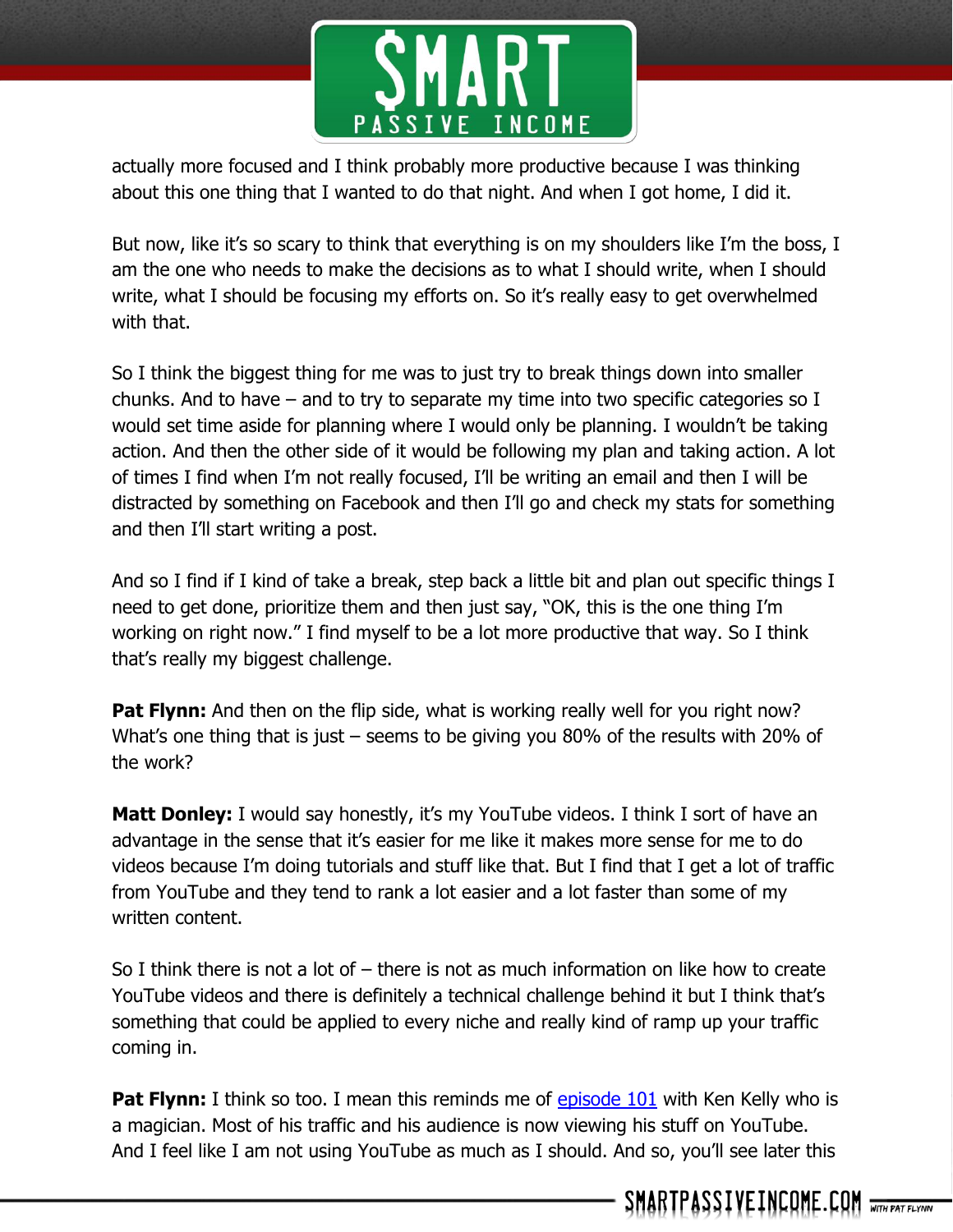actually more focused and I think probably more productive because I was thinking about this one thing that I wanted to do that night. And when I got home, I did it.

But now, like it's so scary to think that everything is on my shoulders like I'm the boss, I am the one who needs to make the decisions as to what I should write, when I should write, what I should be focusing my efforts on. So it's really easy to get overwhelmed with that.

So I think the biggest thing for me was to just try to break things down into smaller chunks. And to have – and to try to separate my time into two specific categories so I would set time aside for planning where I would only be planning. I wouldn't be taking action. And then the other side of it would be following my plan and taking action. A lot of times I find when I'm not really focused, I'll be writing an email and then I will be distracted by something on Facebook and then I'll go and check my stats for something and then I'll start writing a post.

And so I find if I kind of take a break, step back a little bit and plan out specific things I need to get done, prioritize them and then just say, "OK, this is the one thing I'm working on right now." I find myself to be a lot more productive that way. So I think that's really my biggest challenge.

**Pat Flynn:** And then on the flip side, what is working really well for you right now? What's one thing that is just – seems to be giving you 80% of the results with 20% of the work?

**Matt Donley:** I would say honestly, it's my YouTube videos. I think I sort of have an advantage in the sense that it's easier for me like it makes more sense for me to do videos because I'm doing tutorials and stuff like that. But I find that I get a lot of traffic from YouTube and they tend to rank a lot easier and a lot faster than some of my written content.

So I think there is not a lot of – there is not as much information on like how to create YouTube videos and there is definitely a technical challenge behind it but I think that's something that could be applied to every niche and really kind of ramp up your traffic coming in.

**Pat Flynn:** I think so too. I mean this reminds me of [episode 101]() with Ken Kelly who is a magician. Most of his traffic and his audience is now viewing his stuff on YouTube. And I feel like I am not using YouTube as much as I should. And so, you'll see later this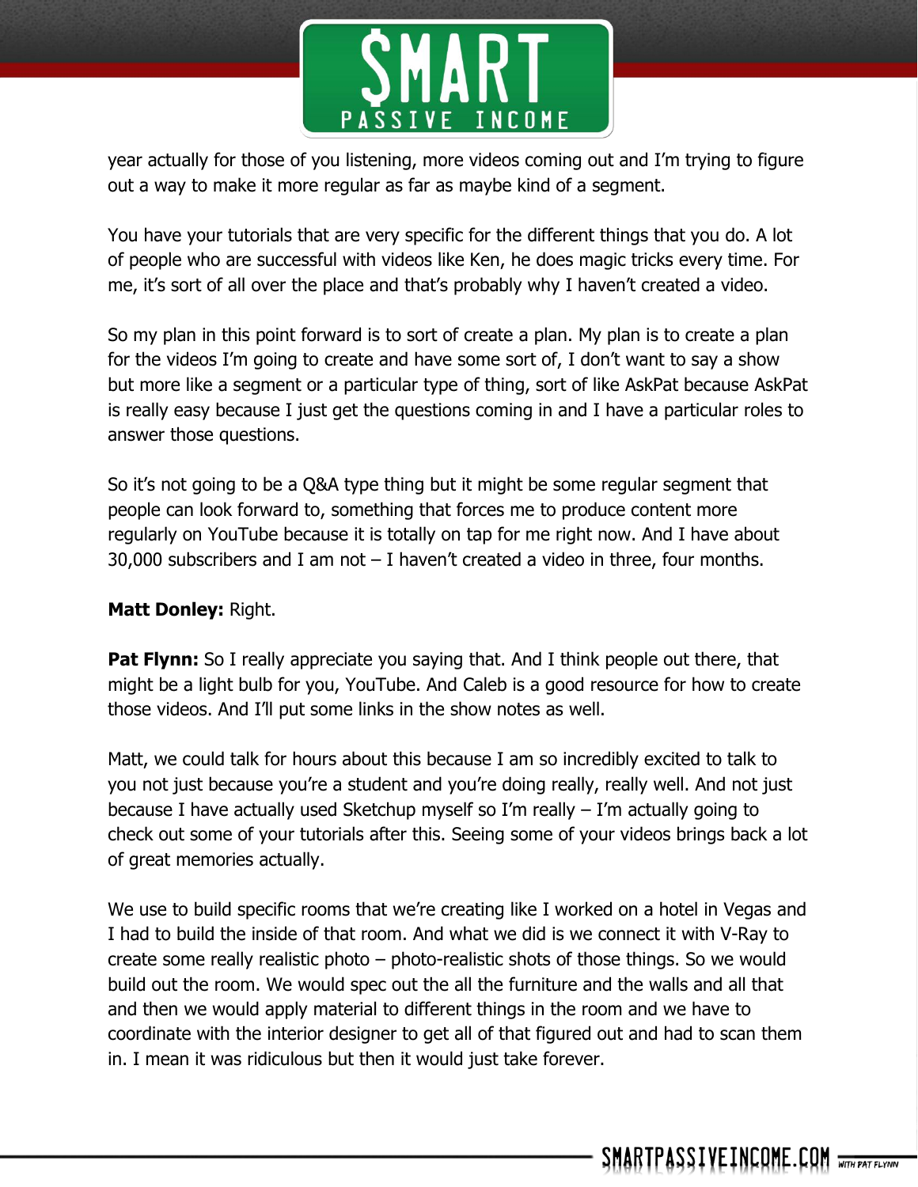year actually for those of you listening, more videos coming out and I'm trying to figure out a way to make it more regular as far as maybe kind of a segment.

You have your tutorials that are very specific for the different things that you do. A lot of people who are successful with videos like Ken, he does magic tricks every time. For me, it's sort of all over the place and that's probably why I haven't created a video.

So my plan in this point forward is to sort of create a plan. My plan is to create a plan for the videos I'm going to create and have some sort of, I don't want to say a show but more like a segment or a particular type of thing, sort of like AskPat because AskPat is really easy because I just get the questions coming in and I have a particular roles to answer those questions.

So it's not going to be a Q&A type thing but it might be some regular segment that people can look forward to, something that forces me to produce content more regularly on YouTube because it is totally on tap for me right now. And I have about 30,000 subscribers and I am not – I haven't created a video in three, four months.

**Matt Donley:** Right.

**Pat Flynn:** So I really appreciate you saying that. And I think people out there, that might be a light bulb for you, YouTube. And Caleb is a good resource for how to create those videos. And I'll put some links in the show notes as well.

Matt, we could talk for hours about this because I am so incredibly excited to talk to you not just because you're a student and you're doing really, really well. And not just because I have actually used Sketchup myself so I'm really – I'm actually going to check out some of your tutorials after this. Seeing some of your videos brings back a lot of great memories actually.

We use to build specific rooms that we're creating like I worked on a hotel in Vegas and I had to build the inside of that room. And what we did is we connect it with V-Ray to create some really realistic photo – photo-realistic shots of those things. So we would build out the room. We would spec out the all the furniture and the walls and all that and then we would apply material to different things in the room and we have to coordinate with the interior designer to get all of that figured out and had to scan them in. I mean it was ridiculous but then it would just take forever.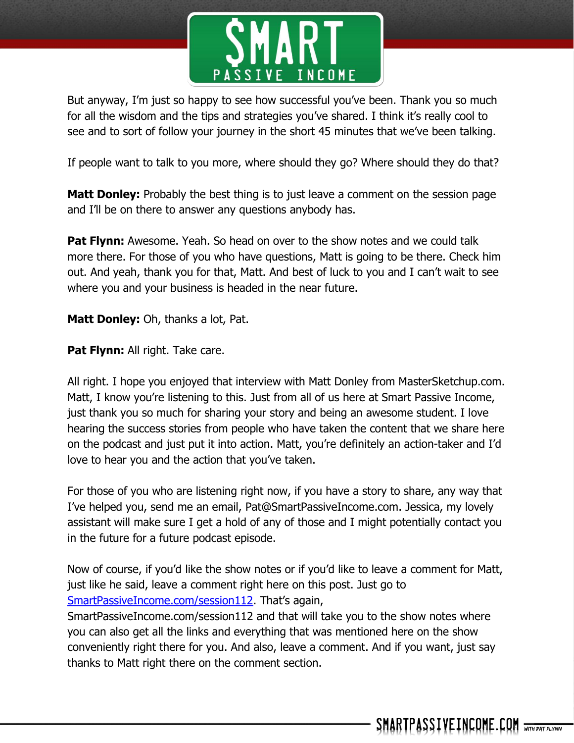But anyway, I'm just so happy to see how successful you've been. Thank you so much for all the wisdom and the tips and strategies you've shared. I think it's really cool to see and to sort of follow your journey in the short 45 minutes that we've been talking.

If people want to talk to you more, where should they go? Where should they do that?

**Matt Donley:** Probably the best thing is to just leave a comment on the session page and I'll be on there to answer any questions anybody has.

**Pat Flynn:** Awesome. Yeah. So head on over to the show notes and we could talk more there. For those of you who have questions, Matt is going to be there. Check him out. And yeah, thank you for that, Matt. And best of luck to you and I can't wait to see where you and your business is headed in the near future.

**Matt Donley:** Oh, thanks a lot, Pat.

**Pat Flynn:** All right. Take care.

All right. I hope you enjoyed that interview with Matt Donley from MasterSketchup.com. Matt, I know you're listening to this. Just from all of us here at Smart Passive Income, just thank you so much for sharing your story and being an awesome student. I love hearing the success stories from people who have taken the content that we share here on the podcast and just put it into action. Matt, you're definitely an action-taker and I'd love to hear you and the action that you've taken.

For those of you who are listening right now, if you have a story to share, any way that I've helped you, send me an email, Pat@SmartPassiveIncome.com. Jessica, my lovely assistant will make sure I get a hold of any of those and I might potentially contact you in the future for a future podcast episode.

Now of course, if you'd like the show notes or if you'd like to leave a comment for Matt, just like he said, leave a comment right here on this post. Just go to [SmartPassiveIncome.com/session112](SmartPassiveIncome.com/session112). That's again, SmartPassiveIncome.com/session112 and that will take you to the show notes where you can also get all the links and everything that was mentioned here on the show conveniently right there for you. And also, leave a comment. And if you want, just say thanks to Matt right there on the comment section.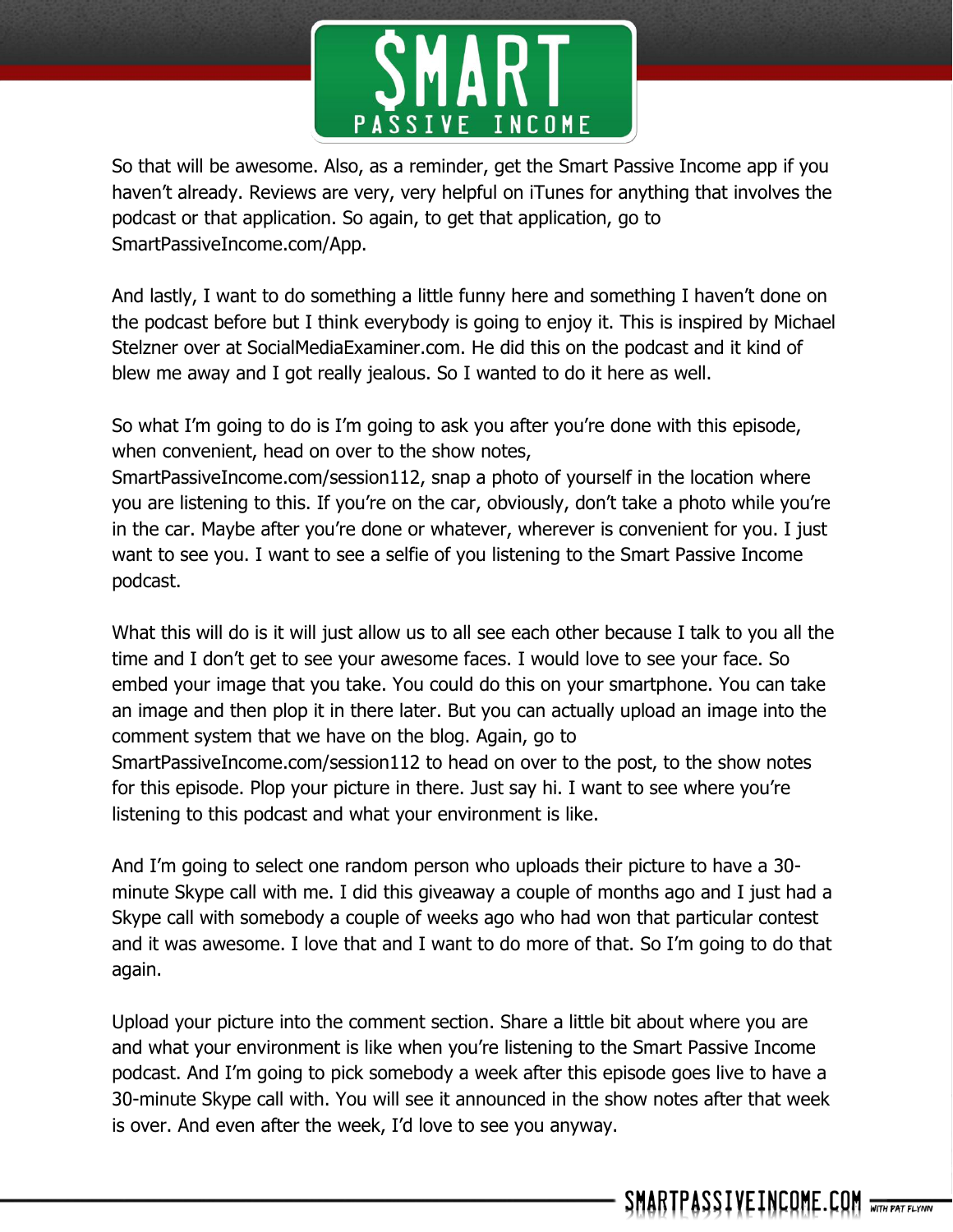So that will be awesome. Also, as a reminder, get the Smart Passive Income app if you haven't already. Reviews are very, very helpful on iTunes for anything that involves the podcast or that application. So again, to get that application, go to SmartPassiveIncome.com/App.

And lastly, I want to do something a little funny here and something I haven't done on the podcast before but I think everybody is going to enjoy it. This is inspired by Michael Stelzner over at SocialMediaExaminer.com. He did this on the podcast and it kind of blew me away and I got really jealous. So I wanted to do it here as well.

So what I'm going to do is I'm going to ask you after you're done with this episode, when convenient, head on over to the show notes, SmartPassiveIncome.com/session112, snap a photo of yourself in the location where you are listening to this. If you're on the car, obviously, don't take a photo while you're in the car. Maybe after you're done or whatever, wherever is convenient for you. I just want to see you. I want to see a selfie of you listening to the Smart Passive Income podcast.

What this will do is it will just allow us to all see each other because I talk to you all the time and I don't get to see your awesome faces. I would love to see your face. So embed your image that you take. You could do this on your smartphone. You can take an image and then plop it in there later. But you can actually upload an image into the comment system that we have on the blog. Again, go to SmartPassiveIncome.com/session112 to head on over to the post, to the show notes for this episode. Plop your picture in there. Just say hi. I want to see where you're listening to this podcast and what your environment is like.

And I'm going to select one random person who uploads their picture to have a 30-minute Skype call with me. I did this giveaway a couple of months ago and I just had a Skype call with somebody a couple of weeks ago who had won that particular contest and it was awesome. I love that and I want to do more of that. So I'm going to do that again.

Upload your picture into the comment section. Share a little bit about where you are and what your environment is like when you're listening to the Smart Passive Income podcast. And I'm going to pick somebody a week after this episode goes live to have a 30-minute Skype call with. You will see it announced in the show notes after that week is over. And even after the week, I'd love to see you anyway.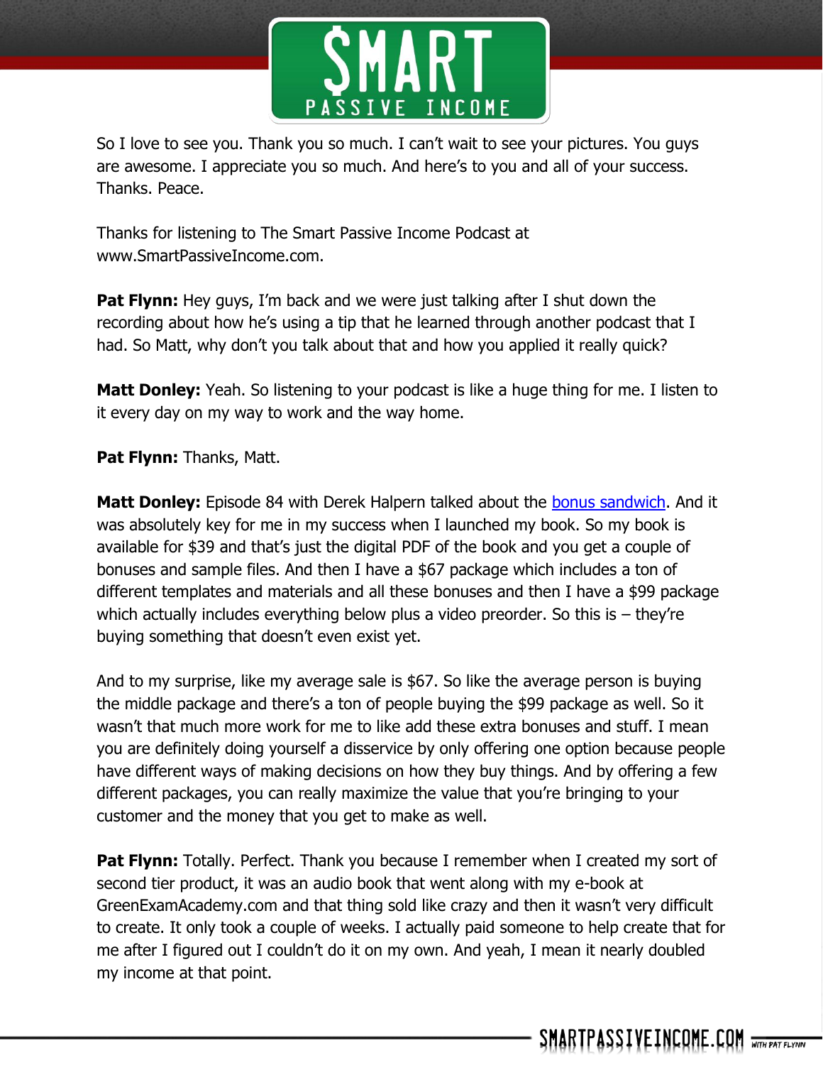So I love to see you. Thank you so much. I can't wait to see your pictures. You guys are awesome. I appreciate you so much. And here's to you and all of your success. Thanks. Peace.

Thanks for listening to The Smart Passive Income Podcast at www.SmartPassiveIncome.com.

**Pat Flynn:** Hey guys, I'm back and we were just talking after I shut down the recording about how he's using a tip that he learned through another podcast that I had. So Matt, why don't you talk about that and how you applied it really quick?

**Matt Donley:** Yeah. So listening to your podcast is like a huge thing for me. I listen to it every day on my way to work and the way home.

**Pat Flynn:** Thanks, Matt.

**Matt Donley:** Episode 84 with Derek Halpern talked about the bonus sandwich. And it was absolutely key for me in my success when I launched my book. So my book is available for $39 and that's just the digital PDF of the book and you get a couple of bonuses and sample files. And then I have a $67 package which includes a ton of different templates and materials and all these bonuses and then I have a $99 package which actually includes everything below plus a video preorder. So this is – they're buying something that doesn't even exist yet.

And to my surprise, like my average sale is $67. So like the average person is buying the middle package and there's a ton of people buying the $99 package as well. So it wasn't that much more work for me to like add these extra bonuses and stuff. I mean you are definitely doing yourself a disservice by only offering one option because people have different ways of making decisions on how they buy things. And by offering a few different packages, you can really maximize the value that you're bringing to your customer and the money that you get to make as well.

**Pat Flynn:** Totally. Perfect. Thank you because I remember when I created my sort of second tier product, it was an audio book that went along with my e-book at GreenExamAcademy.com and that thing sold like crazy and then it wasn't very difficult to create. It only took a couple of weeks. I actually paid someone to help create that for me after I figured out I couldn't do it on my own. And yeah, I mean it nearly doubled my income at that point.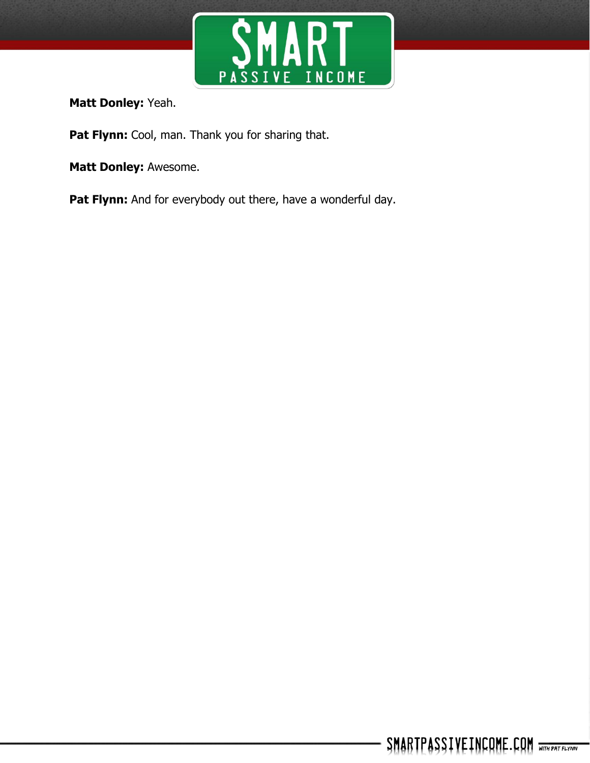**Matt Donley:** Yeah.

**Pat Flynn:** Cool, man. Thank you for sharing that.

**Matt Donley:** Awesome.

**Pat Flynn:** And for everybody out there, have a wonderful day.